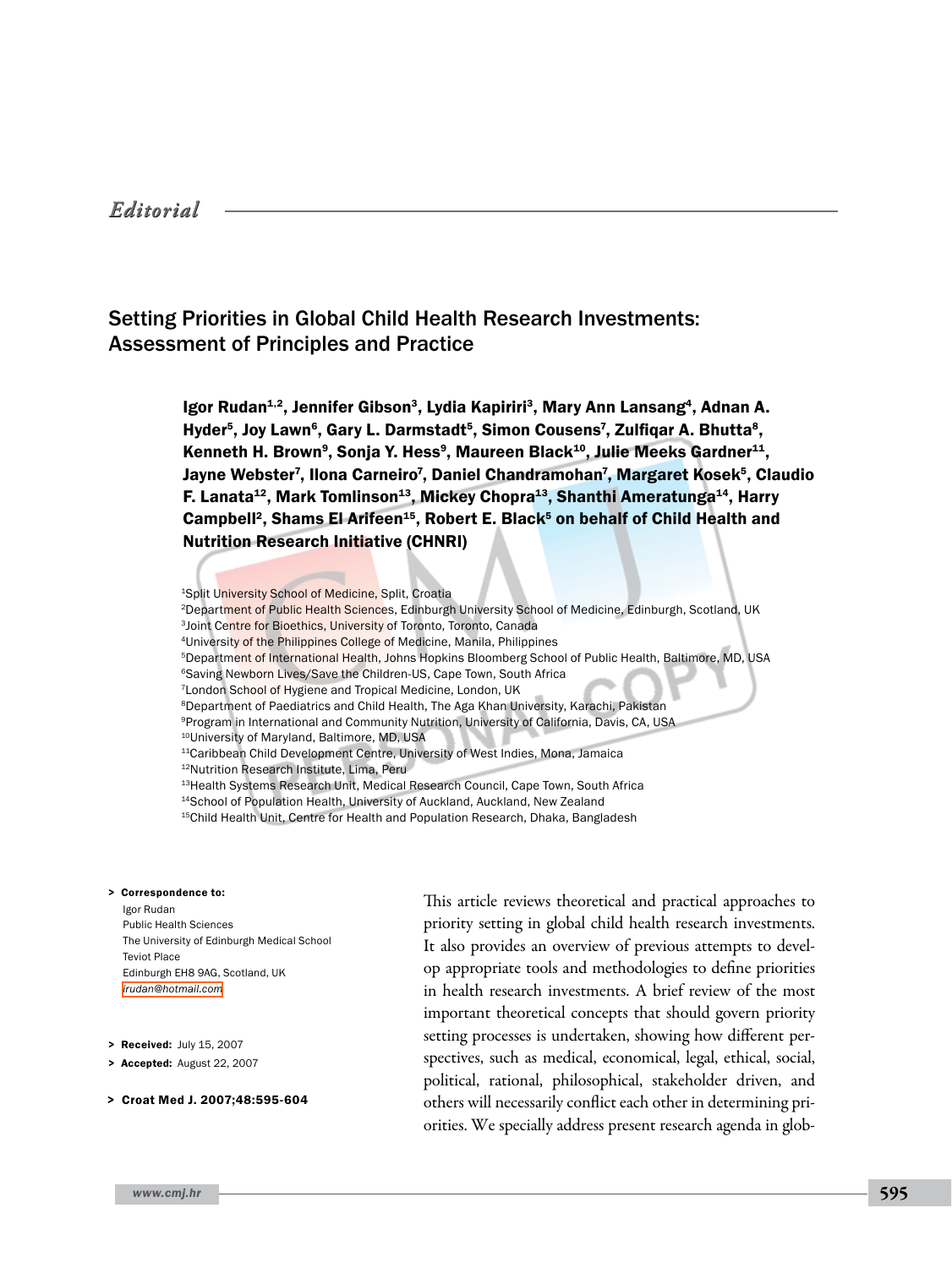*Editorial*

# Setting Priorities in Global Child Health Research Investments: Assessment of Principles and Practice

**Igor Rudan[1,2], Jennifer Gibson[3], Lydia Kapiriri[3], Mary Ann Lansang[4], Adnan A. Hyder[5], Joy Lawn[6], Gary L. Darmstadt[5], Simon Cousens[7], Zulfiqar A. Bhutta[8], Kenneth H. Brown[9], Sonja Y. Hess[9], Maureen Black[10], Julie Meeks Gardner[11], Jayne Webster[7], Ilona Carneiro[7], Daniel Chandramohan[7], Margaret Kosek[5], Claudio F. Lanata[12], Mark Tomlinson[13], Mickey Chopra[13], Shanthi Ameratunga[14], Harry Campbell[2], Shams El Arifeen[15], Robert E. Black[5] on behalf of Child Health and Nutrition Research Initiative (CHNRI)**

[1]Split University School of Medicine, Split, Croatia
[2]Department of Public Health Sciences, Edinburgh University School of Medicine, Edinburgh, Scotland, UK
[3]Joint Centre for Bioethics, University of Toronto, Toronto, Canada
[4]University of the Philippines College of Medicine, Manila, Philippines
[5]Department of International Health, Johns Hopkins Bloomberg School of Public Health, Baltimore, MD, USA
[6]Saving Newborn Lives/Save the Children-US, Cape Town, South Africa
[7]London School of Hygiene and Tropical Medicine, London, UK
[8]Department of Paediatrics and Child Health, The Aga Khan University, Karachi, Pakistan
[9]Program in International and Community Nutrition, University of California, Davis, CA, USA
[10]University of Maryland, Baltimore, MD, USA
[11]Caribbean Child Development Centre, University of West Indies, Mona, Jamaica
[12]Nutrition Research Institute, Lima, Peru
[13]Health Systems Research Unit, Medical Research Council, Cape Town, South Africa
[14]School of Population Health, University of Auckland, Auckland, New Zealand
[15]Child Health Unit, Centre for Health and Population Research, Dhaka, Bangladesh

> **Correspondence to:**
> Igor Rudan
> Public Health Sciences
> The University of Edinburgh Medical School
> Teviot Place
> Edinburgh EH8 9AG, Scotland, UK
> irudan@hotmail.com

> **Received:** July 15, 2007
> **Accepted:** August 22, 2007

> **Croat Med J. 2007;48:595-604**

This article reviews theoretical and practical approaches to priority setting in global child health research investments. It also provides an overview of previous attempts to develop appropriate tools and methodologies to define priorities in health research investments. A brief review of the most important theoretical concepts that should govern priority setting processes is undertaken, showing how different perspectives, such as medical, economical, legal, ethical, social, political, rational, philosophical, stakeholder driven, and others will necessarily conflict each other in determining priorities. We specially address present research agenda in glob-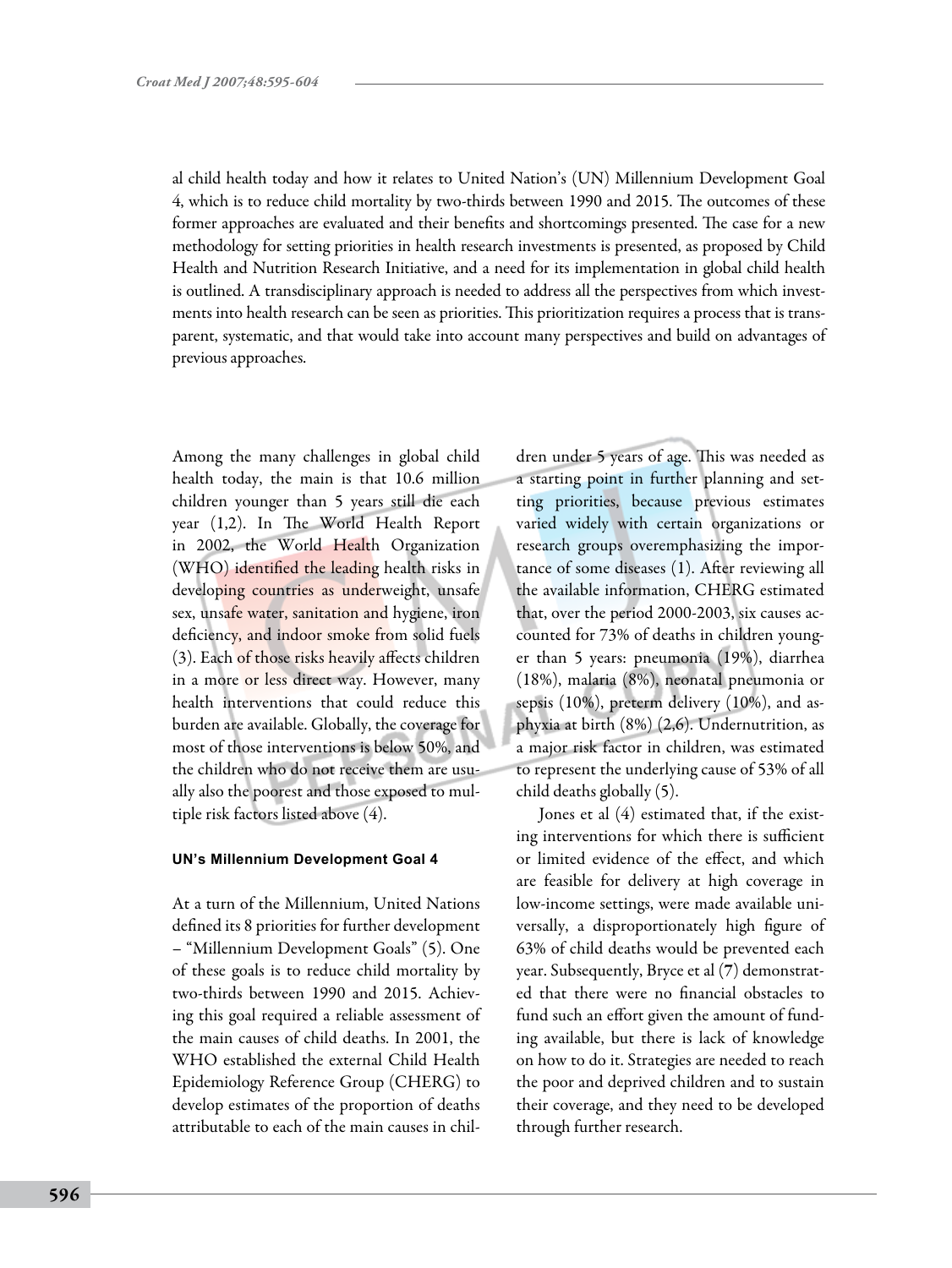al child health today and how it relates to United Nation's (UN) Millennium Development Goal 4, which is to reduce child mortality by two-thirds between 1990 and 2015. The outcomes of these former approaches are evaluated and their benefits and shortcomings presented. The case for a new methodology for setting priorities in health research investments is presented, as proposed by Child Health and Nutrition Research Initiative, and a need for its implementation in global child health is outlined. A transdisciplinary approach is needed to address all the perspectives from which investments into health research can be seen as priorities. This prioritization requires a process that is transparent, systematic, and that would take into account many perspectives and build on advantages of previous approaches.

Among the many challenges in global child health today, the main is that 10.6 million children younger than 5 years still die each year (1,2). In The World Health Report in 2002, the World Health Organization (WHO) identified the leading health risks in developing countries as underweight, unsafe sex, unsafe water, sanitation and hygiene, iron deficiency, and indoor smoke from solid fuels (3). Each of those risks heavily affects children in a more or less direct way. However, many health interventions that could reduce this burden are available. Globally, the coverage for most of those interventions is below 50%, and the children who do not receive them are usually also the poorest and those exposed to multiple risk factors listed above (4).

#### UN's Millennium Development Goal 4

At a turn of the Millennium, United Nations defined its 8 priorities for further development – "Millennium Development Goals" (5). One of these goals is to reduce child mortality by two-thirds between 1990 and 2015. Achieving this goal required a reliable assessment of the main causes of child deaths. In 2001, the WHO established the external Child Health Epidemiology Reference Group (CHERG) to develop estimates of the proportion of deaths attributable to each of the main causes in children under 5 years of age. This was needed as a starting point in further planning and setting priorities, because previous estimates varied widely with certain organizations or research groups overemphasizing the importance of some diseases (1). After reviewing all the available information, CHERG estimated that, over the period 2000-2003, six causes accounted for 73% of deaths in children younger than 5 years: pneumonia (19%), diarrhea (18%), malaria (8%), neonatal pneumonia or sepsis (10%), preterm delivery (10%), and asphyxia at birth (8%) (2,6). Undernutrition, as a major risk factor in children, was estimated to represent the underlying cause of 53% of all child deaths globally (5).

Jones et al (4) estimated that, if the existing interventions for which there is sufficient or limited evidence of the effect, and which are feasible for delivery at high coverage in low-income settings, were made available universally, a disproportionately high figure of 63% of child deaths would be prevented each year. Subsequently, Bryce et al (7) demonstrated that there were no financial obstacles to fund such an effort given the amount of funding available, but there is lack of knowledge on how to do it. Strategies are needed to reach the poor and deprived children and to sustain their coverage, and they need to be developed through further research.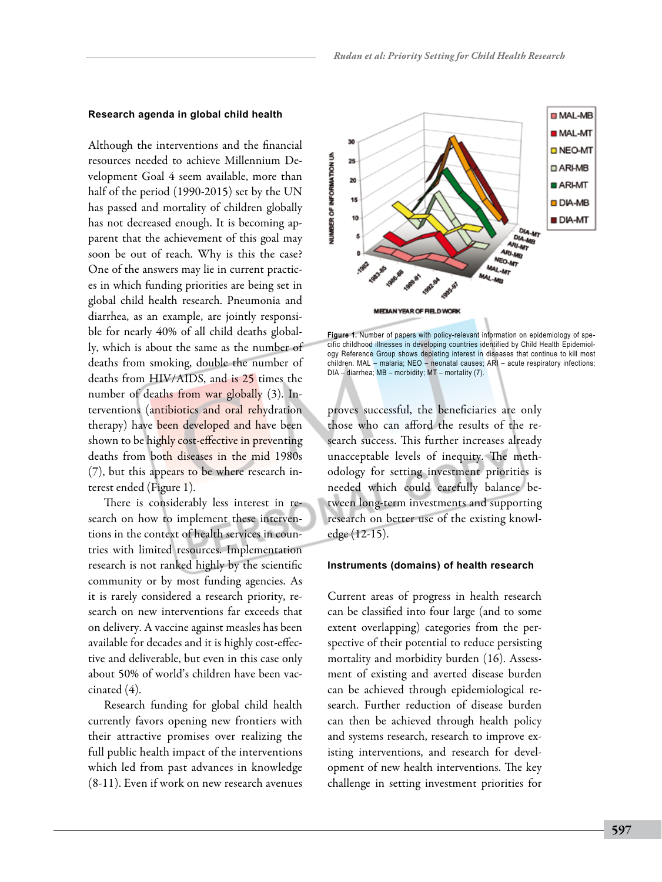## Research agenda in global child health

Although the interventions and the financial resources needed to achieve Millennium Development Goal 4 seem available, more than half of the period (1990-2015) set by the UN has passed and mortality of children globally has not decreased enough. It is becoming apparent that the achievement of this goal may soon be out of reach. Why is this the case? One of the answers may lie in current practices in which funding priorities are being set in global child health research. Pneumonia and diarrhea, as an example, are jointly responsible for nearly 40% of all child deaths globally, which is about the same as the number of deaths from smoking, double the number of deaths from HIV/AIDS, and is 25 times the number of deaths from war globally (3). Interventions (antibiotics and oral rehydration therapy) have been developed and have been shown to be highly cost-effective in preventing deaths from both diseases in the mid 1980s (7), but this appears to be where research interest ended (Figure 1).

There is considerably less interest in research on how to implement these interventions in the context of health services in countries with limited resources. Implementation research is not ranked highly by the scientific community or by most funding agencies. As it is rarely considered a research priority, research on new interventions far exceeds that on delivery. A vaccine against measles has been available for decades and it is highly cost-effective and deliverable, but even in this case only about 50% of world's children have been vaccinated (4).

Research funding for global child health currently favors opening new frontiers with their attractive promises over realizing the full public health impact of the interventions which led from past advances in knowledge (8-11). Even if work on new research avenues proves successful, the beneficiaries are only those who can afford the results of the research success. This further increases already unacceptable levels of inequity. The methodology for setting investment priorities is needed which could carefully balance between long-term investments and supporting research on better use of the existing knowledge (12-15).

**Figure 1.** Number of papers with policy-relevant information on epidemiology of specific childhood illnesses in developing countries identified by Child Health Epidemiology Reference Group shows depleting interest in diseases that continue to kill most children. MAL – malaria; NEO – neonatal causes; ARI – acute respiratory infections; DIA – diarrhea; MB – morbidity; MT – mortality (7).

## Instruments (domains) of health research

Current areas of progress in health research can be classified into four large (and to some extent overlapping) categories from the perspective of their potential to reduce persisting mortality and morbidity burden (16). Assessment of existing and averted disease burden can be achieved through epidemiological research. Further reduction of disease burden can then be achieved through health policy and systems research, research to improve existing interventions, and research for development of new health interventions. The key challenge in setting investment priorities for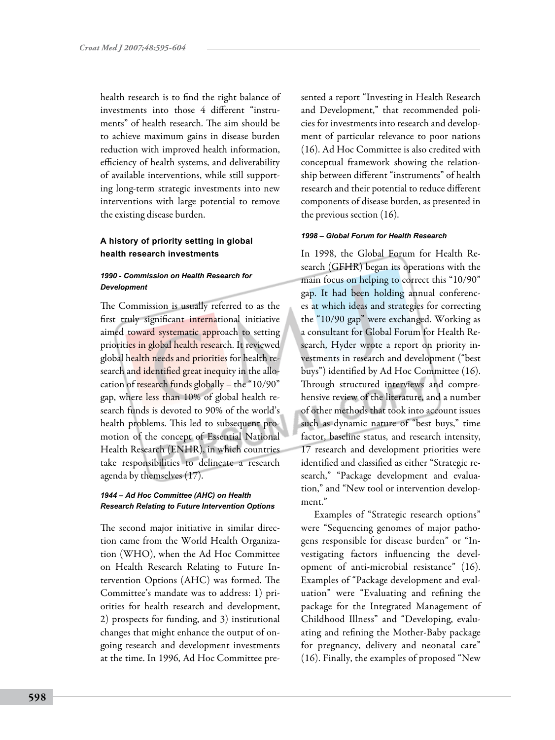health research is to find the right balance of investments into those 4 different "instruments" of health research. The aim should be to achieve maximum gains in disease burden reduction with improved health information, efficiency of health systems, and deliverability of available interventions, while still supporting long-term strategic investments into new interventions with large potential to remove the existing disease burden.

## A history of priority setting in global health research investments

### *1990 - Commission on Health Research for Development*

The Commission is usually referred to as the first truly significant international initiative aimed toward systematic approach to setting priorities in global health research. It reviewed global health needs and priorities for health research and identified great inequity in the allocation of research funds globally – the "10/90" gap, where less than 10% of global health research funds is devoted to 90% of the world's health problems. This led to subsequent promotion of the concept of Essential National Health Research (ENHR), in which countries take responsibilities to delineate a research agenda by themselves (17).

### *1944 – Ad Hoc Committee (AHC) on Health Research Relating to Future Intervention Options*

The second major initiative in similar direction came from the World Health Organization (WHO), when the Ad Hoc Committee on Health Research Relating to Future Intervention Options (AHC) was formed. The Committee's mandate was to address: 1) priorities for health research and development, 2) prospects for funding, and 3) institutional changes that might enhance the output of ongoing research and development investments at the time. In 1996, Ad Hoc Committee presented a report "Investing in Health Research and Development," that recommended policies for investments into research and development of particular relevance to poor nations (16). Ad Hoc Committee is also credited with conceptual framework showing the relationship between different "instruments" of health research and their potential to reduce different components of disease burden, as presented in the previous section (16).

### *1998 – Global Forum for Health Research*

In 1998, the Global Forum for Health Research (GFHR) began its operations with the main focus on helping to correct this "10/90" gap. It had been holding annual conferences at which ideas and strategies for correcting the "10/90 gap" were exchanged. Working as a consultant for Global Forum for Health Research, Hyder wrote a report on priority investments in research and development ("best buys") identified by Ad Hoc Committee (16). Through structured interviews and comprehensive review of the literature, and a number of other methods that took into account issues such as dynamic nature of "best buys," time factor, baseline status, and research intensity, 17 research and development priorities were identified and classified as either "Strategic research," "Package development and evaluation," and "New tool or intervention development."

Examples of "Strategic research options" were "Sequencing genomes of major pathogens responsible for disease burden" or "Investigating factors influencing the development of anti-microbial resistance" (16). Examples of "Package development and evaluation" were "Evaluating and refining the package for the Integrated Management of Childhood Illness" and "Developing, evaluating and refining the Mother-Baby package for pregnancy, delivery and neonatal care" (16). Finally, the examples of proposed "New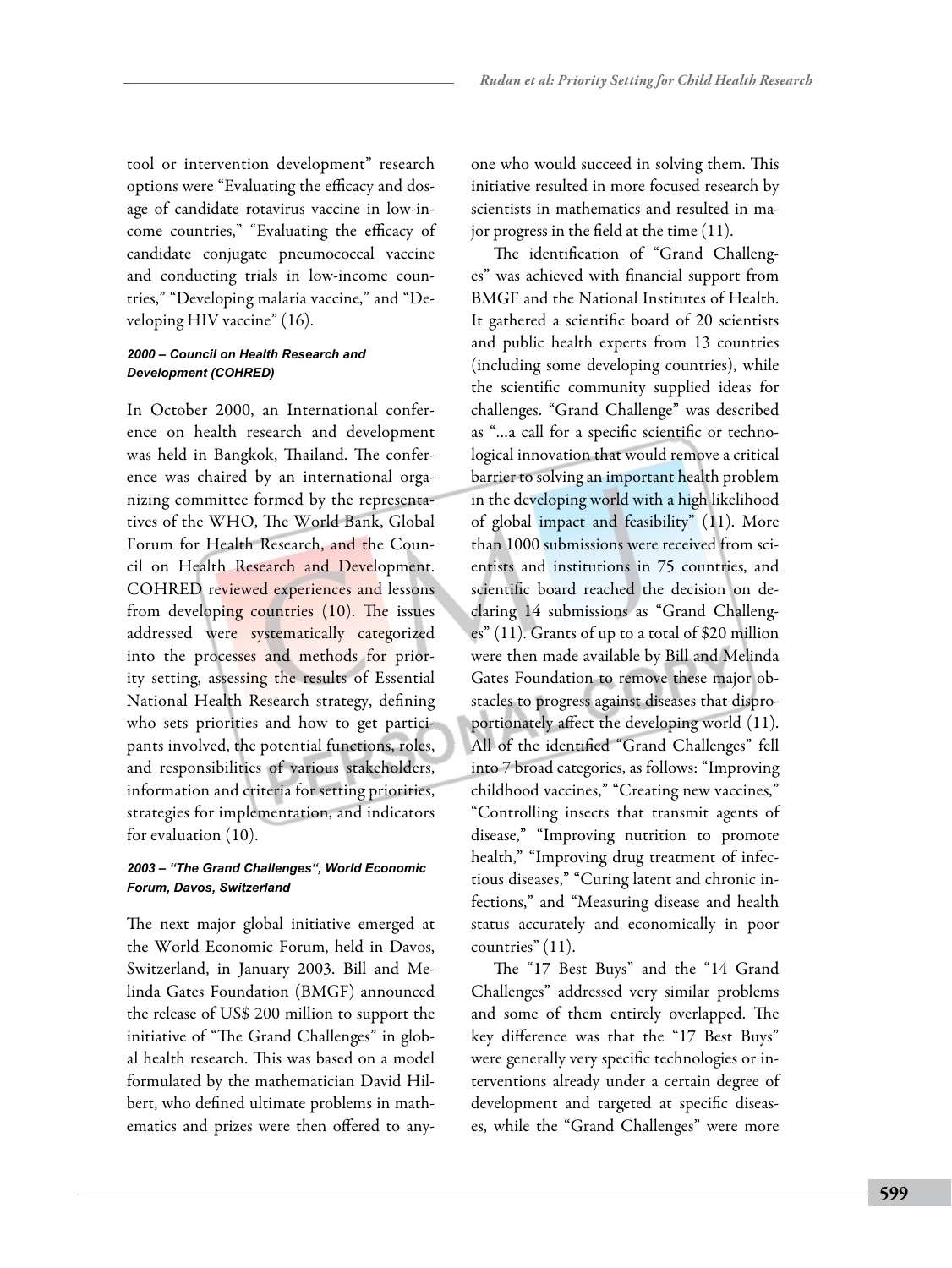tool or intervention development" research options were "Evaluating the efficacy and dosage of candidate rotavirus vaccine in low-income countries," "Evaluating the efficacy of candidate conjugate pneumococcal vaccine and conducting trials in low-income countries," "Developing malaria vaccine," and "Developing HIV vaccine" (16).

#### *2000 – Council on Health Research and Development (COHRED)*

In October 2000, an International conference on health research and development was held in Bangkok, Thailand. The conference was chaired by an international organizing committee formed by the representatives of the WHO, The World Bank, Global Forum for Health Research, and the Council on Health Research and Development. COHRED reviewed experiences and lessons from developing countries (10). The issues addressed were systematically categorized into the processes and methods for priority setting, assessing the results of Essential National Health Research strategy, defining who sets priorities and how to get participants involved, the potential functions, roles, and responsibilities of various stakeholders, information and criteria for setting priorities, strategies for implementation, and indicators for evaluation (10).

#### *2003 – "The Grand Challenges", World Economic Forum, Davos, Switzerland*

The next major global initiative emerged at the World Economic Forum, held in Davos, Switzerland, in January 2003. Bill and Melinda Gates Foundation (BMGF) announced the release of US$ 200 million to support the initiative of "The Grand Challenges" in global health research. This was based on a model formulated by the mathematician David Hilbert, who defined ultimate problems in mathematics and prizes were then offered to anyone who would succeed in solving them. This initiative resulted in more focused research by scientists in mathematics and resulted in major progress in the field at the time (11).

The identification of "Grand Challenges" was achieved with financial support from BMGF and the National Institutes of Health. It gathered a scientific board of 20 scientists and public health experts from 13 countries (including some developing countries), while the scientific community supplied ideas for challenges. "Grand Challenge" was described as "...a call for a specific scientific or technological innovation that would remove a critical barrier to solving an important health problem in the developing world with a high likelihood of global impact and feasibility" (11). More than 1000 submissions were received from scientists and institutions in 75 countries, and scientific board reached the decision on declaring 14 submissions as "Grand Challenges" (11). Grants of up to a total of $20 million were then made available by Bill and Melinda Gates Foundation to remove these major obstacles to progress against diseases that disproportionately affect the developing world (11). All of the identified "Grand Challenges" fell into 7 broad categories, as follows: "Improving childhood vaccines," "Creating new vaccines," "Controlling insects that transmit agents of disease," "Improving nutrition to promote health," "Improving drug treatment of infectious diseases," "Curing latent and chronic infections," and "Measuring disease and health status accurately and economically in poor countries" (11).

The "17 Best Buys" and the "14 Grand Challenges" addressed very similar problems and some of them entirely overlapped. The key difference was that the "17 Best Buys" were generally very specific technologies or interventions already under a certain degree of development and targeted at specific diseases, while the "Grand Challenges" were more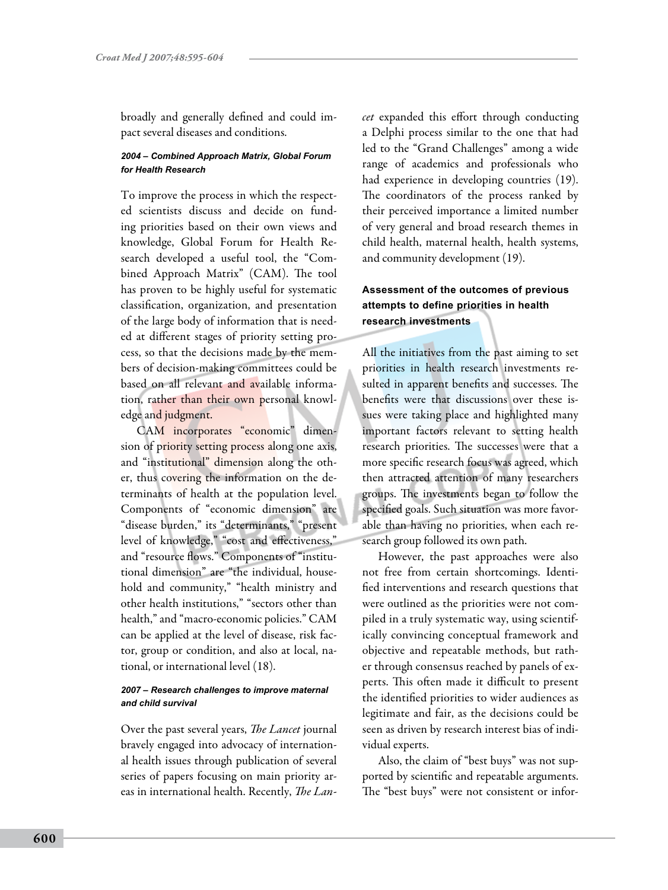broadly and generally defined and could impact several diseases and conditions.

#### *2004 – Combined Approach Matrix, Global Forum for Health Research*

To improve the process in which the respected scientists discuss and decide on funding priorities based on their own views and knowledge, Global Forum for Health Research developed a useful tool, the "Combined Approach Matrix" (CAM). The tool has proven to be highly useful for systematic classification, organization, and presentation of the large body of information that is needed at different stages of priority setting process, so that the decisions made by the members of decision-making committees could be based on all relevant and available information, rather than their own personal knowledge and judgment.

CAM incorporates "economic" dimension of priority setting process along one axis, and "institutional" dimension along the other, thus covering the information on the determinants of health at the population level. Components of "economic dimension" are "disease burden," its "determinants," "present level of knowledge," "cost and effectiveness," and "resource flows." Components of "institutional dimension" are "the individual, household and community," "health ministry and other health institutions," "sectors other than health," and "macro-economic policies." CAM can be applied at the level of disease, risk factor, group or condition, and also at local, national, or international level (18).

#### *2007 – Research challenges to improve maternal and child survival*

Over the past several years, *The Lancet* journal bravely engaged into advocacy of international health issues through publication of several series of papers focusing on main priority areas in international health. Recently, *The Lancet* expanded this effort through conducting a Delphi process similar to the one that had led to the "Grand Challenges" among a wide range of academics and professionals who had experience in developing countries (19). The coordinators of the process ranked by their perceived importance a limited number of very general and broad research themes in child health, maternal health, health systems, and community development (19).

### Assessment of the outcomes of previous attempts to define priorities in health research investments

All the initiatives from the past aiming to set priorities in health research investments resulted in apparent benefits and successes. The benefits were that discussions over these issues were taking place and highlighted many important factors relevant to setting health research priorities. The successes were that a more specific research focus was agreed, which then attracted attention of many researchers groups. The investments began to follow the specified goals. Such situation was more favorable than having no priorities, when each research group followed its own path.

However, the past approaches were also not free from certain shortcomings. Identified interventions and research questions that were outlined as the priorities were not compiled in a truly systematic way, using scientifically convincing conceptual framework and objective and repeatable methods, but rather through consensus reached by panels of experts. This often made it difficult to present the identified priorities to wider audiences as legitimate and fair, as the decisions could be seen as driven by research interest bias of individual experts.

Also, the claim of "best buys" was not supported by scientific and repeatable arguments. The "best buys" were not consistent or infor-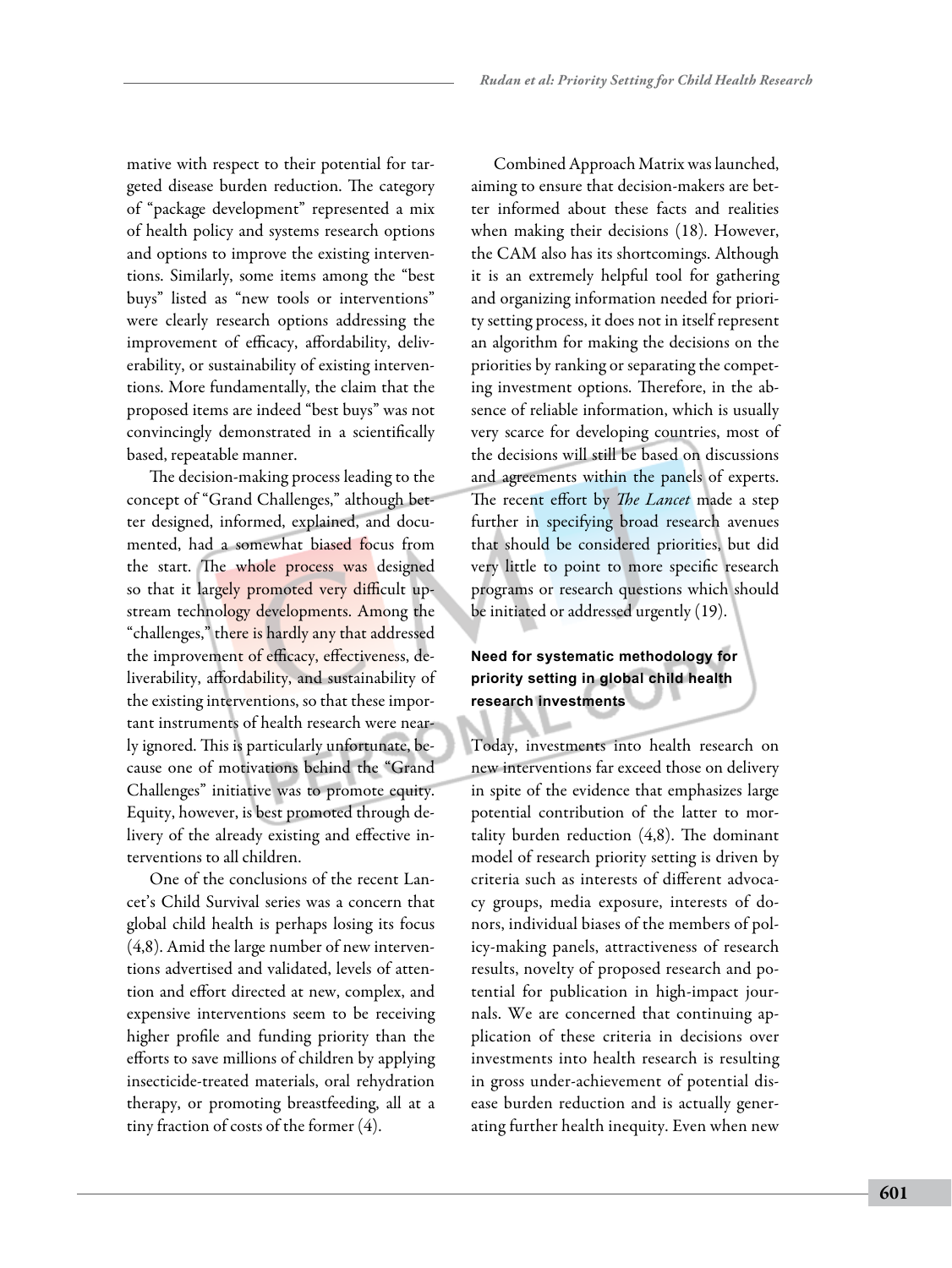mative with respect to their potential for targeted disease burden reduction. The category of "package development" represented a mix of health policy and systems research options and options to improve the existing interventions. Similarly, some items among the "best buys" listed as "new tools or interventions" were clearly research options addressing the improvement of efficacy, affordability, deliverability, or sustainability of existing interventions. More fundamentally, the claim that the proposed items are indeed "best buys" was not convincingly demonstrated in a scientifically based, repeatable manner.

The decision-making process leading to the concept of "Grand Challenges," although better designed, informed, explained, and documented, had a somewhat biased focus from the start. The whole process was designed so that it largely promoted very difficult upstream technology developments. Among the "challenges," there is hardly any that addressed the improvement of efficacy, effectiveness, deliverability, affordability, and sustainability of the existing interventions, so that these important instruments of health research were nearly ignored. This is particularly unfortunate, because one of motivations behind the "Grand Challenges" initiative was to promote equity. Equity, however, is best promoted through delivery of the already existing and effective interventions to all children.

One of the conclusions of the recent Lancet's Child Survival series was a concern that global child health is perhaps losing its focus (4,8). Amid the large number of new interventions advertised and validated, levels of attention and effort directed at new, complex, and expensive interventions seem to be receiving higher profile and funding priority than the efforts to save millions of children by applying insecticide-treated materials, oral rehydration therapy, or promoting breastfeeding, all at a tiny fraction of costs of the former (4).

Combined Approach Matrix was launched, aiming to ensure that decision-makers are better informed about these facts and realities when making their decisions (18). However, the CAM also has its shortcomings. Although it is an extremely helpful tool for gathering and organizing information needed for priority setting process, it does not in itself represent an algorithm for making the decisions on the priorities by ranking or separating the competing investment options. Therefore, in the absence of reliable information, which is usually very scarce for developing countries, most of the decisions will still be based on discussions and agreements within the panels of experts. The recent effort by *The Lancet* made a step further in specifying broad research avenues that should be considered priorities, but did very little to point to more specific research programs or research questions which should be initiated or addressed urgently (19).

### Need for systematic methodology for priority setting in global child health research investments

Today, investments into health research on new interventions far exceed those on delivery in spite of the evidence that emphasizes large potential contribution of the latter to mortality burden reduction (4,8). The dominant model of research priority setting is driven by criteria such as interests of different advocacy groups, media exposure, interests of donors, individual biases of the members of policy-making panels, attractiveness of research results, novelty of proposed research and potential for publication in high-impact journals. We are concerned that continuing application of these criteria in decisions over investments into health research is resulting in gross under-achievement of potential disease burden reduction and is actually generating further health inequity. Even when new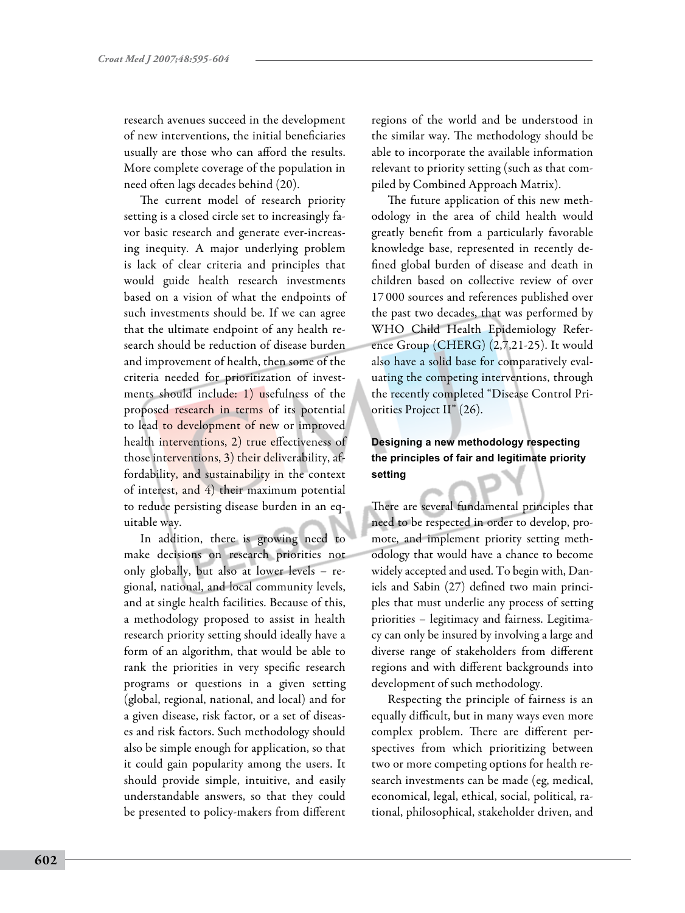research avenues succeed in the development of new interventions, the initial beneficiaries usually are those who can afford the results. More complete coverage of the population in need often lags decades behind (20).

The current model of research priority setting is a closed circle set to increasingly favor basic research and generate ever-increasing inequity. A major underlying problem is lack of clear criteria and principles that would guide health research investments based on a vision of what the endpoints of such investments should be. If we can agree that the ultimate endpoint of any health research should be reduction of disease burden and improvement of health, then some of the criteria needed for prioritization of investments should include: 1) usefulness of the proposed research in terms of its potential to lead to development of new or improved health interventions, 2) true effectiveness of those interventions, 3) their deliverability, affordability, and sustainability in the context of interest, and 4) their maximum potential to reduce persisting disease burden in an equitable way.

In addition, there is growing need to make decisions on research priorities not only globally, but also at lower levels – regional, national, and local community levels, and at single health facilities. Because of this, a methodology proposed to assist in health research priority setting should ideally have a form of an algorithm, that would be able to rank the priorities in very specific research programs or questions in a given setting (global, regional, national, and local) and for a given disease, risk factor, or a set of diseases and risk factors. Such methodology should also be simple enough for application, so that it could gain popularity among the users. It should provide simple, intuitive, and easily understandable answers, so that they could be presented to policy-makers from different regions of the world and be understood in the similar way. The methodology should be able to incorporate the available information relevant to priority setting (such as that compiled by Combined Approach Matrix).

The future application of this new methodology in the area of child health would greatly benefit from a particularly favorable knowledge base, represented in recently defined global burden of disease and death in children based on collective review of over 17 000 sources and references published over the past two decades, that was performed by WHO Child Health Epidemiology Reference Group (CHERG) (2,7,21-25). It would also have a solid base for comparatively evaluating the competing interventions, through the recently completed "Disease Control Priorities Project II" (26).

### Designing a new methodology respecting the principles of fair and legitimate priority setting

There are several fundamental principles that need to be respected in order to develop, promote, and implement priority setting methodology that would have a chance to become widely accepted and used. To begin with, Daniels and Sabin (27) defined two main principles that must underlie any process of setting priorities – legitimacy and fairness. Legitimacy can only be insured by involving a large and diverse range of stakeholders from different regions and with different backgrounds into development of such methodology.

Respecting the principle of fairness is an equally difficult, but in many ways even more complex problem. There are different perspectives from which prioritizing between two or more competing options for health research investments can be made (eg, medical, economical, legal, ethical, social, political, rational, philosophical, stakeholder driven, and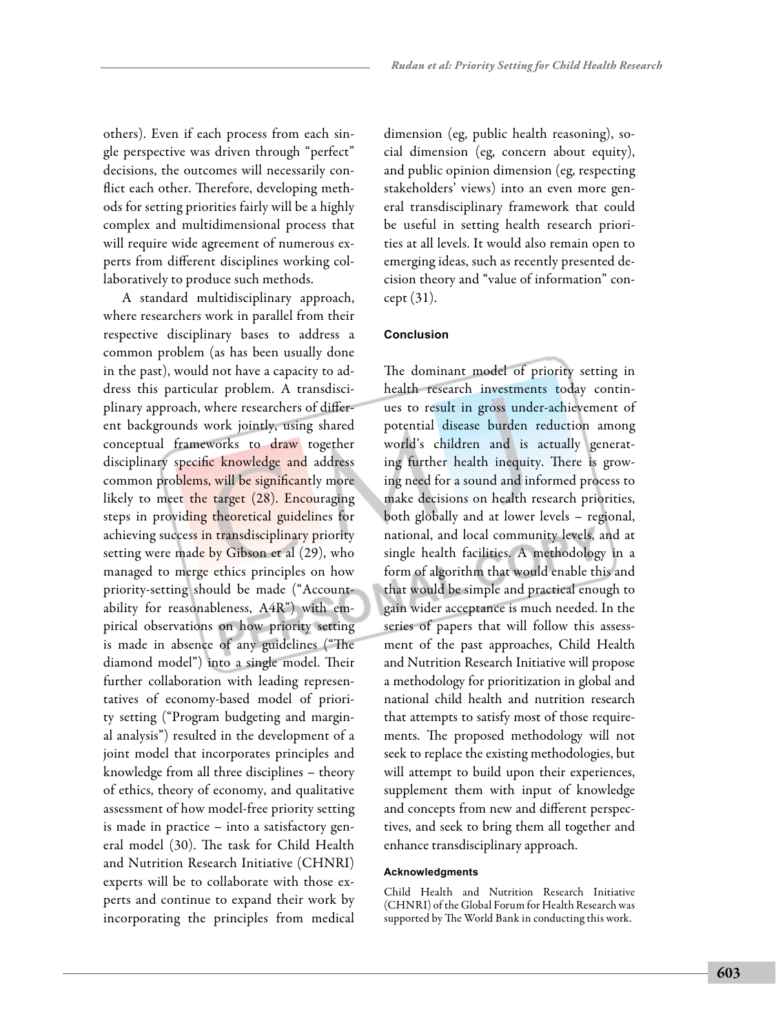others). Even if each process from each single perspective was driven through "perfect" decisions, the outcomes will necessarily conflict each other. Therefore, developing methods for setting priorities fairly will be a highly complex and multidimensional process that will require wide agreement of numerous experts from different disciplines working collaboratively to produce such methods.

A standard multidisciplinary approach, where researchers work in parallel from their respective disciplinary bases to address a common problem (as has been usually done in the past), would not have a capacity to address this particular problem. A transdisciplinary approach, where researchers of different backgrounds work jointly, using shared conceptual frameworks to draw together disciplinary specific knowledge and address common problems, will be significantly more likely to meet the target (28). Encouraging steps in providing theoretical guidelines for achieving success in transdisciplinary priority setting were made by Gibson et al (29), who managed to merge ethics principles on how priority-setting should be made ("Accountability for reasonableness, A4R") with empirical observations on how priority setting is made in absence of any guidelines ("The diamond model") into a single model. Their further collaboration with leading representatives of economy-based model of priority setting ("Program budgeting and marginal analysis") resulted in the development of a joint model that incorporates principles and knowledge from all three disciplines – theory of ethics, theory of economy, and qualitative assessment of how model-free priority setting is made in practice – into a satisfactory general model (30). The task for Child Health and Nutrition Research Initiative (CHNRI) experts will be to collaborate with those experts and continue to expand their work by incorporating the principles from medical dimension (eg, public health reasoning), social dimension (eg, concern about equity), and public opinion dimension (eg, respecting stakeholders' views) into an even more general transdisciplinary framework that could be useful in setting health research priorities at all levels. It would also remain open to emerging ideas, such as recently presented decision theory and "value of information" concept (31).

### Conclusion

The dominant model of priority setting in health research investments today continues to result in gross under-achievement of potential disease burden reduction among world's children and is actually generating further health inequity. There is growing need for a sound and informed process to make decisions on health research priorities, both globally and at lower levels – regional, national, and local community levels, and at single health facilities. A methodology in a form of algorithm that would enable this and that would be simple and practical enough to gain wider acceptance is much needed. In the series of papers that will follow this assessment of the past approaches, Child Health and Nutrition Research Initiative will propose a methodology for prioritization in global and national child health and nutrition research that attempts to satisfy most of those requirements. The proposed methodology will not seek to replace the existing methodologies, but will attempt to build upon their experiences, supplement them with input of knowledge and concepts from new and different perspectives, and seek to bring them all together and enhance transdisciplinary approach.

#### Acknowledgments

Child Health and Nutrition Research Initiative (CHNRI) of the Global Forum for Health Research was supported by The World Bank in conducting this work.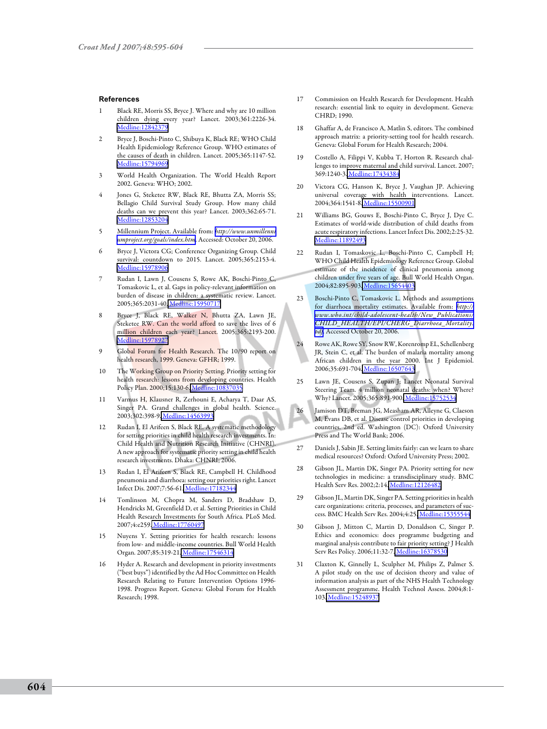## References

1. Black RE, Morris SS, Bryce J. Where and why are 10 million children dying every year? Lancet. 2003;361:2226-34. Medline:12842379

2. Bryce J, Boschi-Pinto C, Shibuya K, Black RE; WHO Child Health Epidemiology Reference Group. WHO estimates of the causes of death in children. Lancet. 2005;365:1147-52. Medline:15794969

3. World Health Organization. The World Health Report 2002. Geneva: WHO; 2002.

4. Jones G, Steketee RW, Black RE, Bhutta ZA, Morris SS; Bellagio Child Survival Study Group. How many child deaths can we prevent this year? Lancet. 2003;362:65-71. Medline:12853204

5. Millennium Project. Available from: *http://www.unmillenniumproject.org/goals/index.htm*. Accessed: October 20, 2006.

6. Bryce J, Victora CG; Conference Organizing Group. Child survival: countdown to 2015. Lancet. 2005;365:2153-4. Medline:15978906

7. Rudan I, Lawn J, Cousens S, Rowe AK, Boschi-Pinto C, Tomaskovic L, et al. Gaps in policy-relevant information on burden of disease in children: a systematic review. Lancet. 2005;365:2031-40. Medline:15950717

8. Bryce J, Black RE, Walker N, Bhutta ZA, Lawn JE, Steketee RW. Can the world afford to save the lives of 6 million children each year? Lancet. 2005;365:2193-200. Medline:15978927

9. Global Forum for Health Research. The 10/90 report on health research, 1999. Geneva: GFHR; 1999.

10. The Working Group on Priority Setting. Priority setting for health research: lessons from developing countries. Health Policy Plan. 2000;15:130-6. Medline:10837035

11. Varmus H, Klausner R, Zerhouni E, Acharya T, Daar AS, Singer PA. Grand challenges in global health. Science. 2003;302:398-9. Medline:14563993

12. Rudan I, El Arifeen S, Black RE. A systematic methodology for setting priorities in child health research investments. In: Child Health and Nutrition Research Initiative (CHNRI). A new approach for systematic priority setting in child health research investments. Dhaka: CHNRI; 2006.

13. Rudan I, El Arifeen S, Black RE, Campbell H. Childhood pneumonia and diarrhoea: setting our priorities right. Lancet Infect Dis. 2007;7:56-61. Medline:17182344

14. Tomlinson M, Chopra M, Sanders D, Bradshaw D, Hendricks M, Greenfield D, et al. Setting Priorities in Child Health Research Investments for South Africa. PLoS Med. 2007;4:e259. Medline:17760497

15. Nuyens Y. Setting priorities for health research: lessons from low- and middle-income countries. Bull World Health Organ. 2007;85:319-21. Medline:17546314

16. Hyder A. Research and development in priority investments ("best buys") identified by the Ad Hoc Committee on Health Research Relating to Future Intervention Options 1996-1998. Progress Report. Geneva: Global Forum for Health Research; 1998.

17. Commission on Health Research for Development. Health research: essential link to equity in development. Geneva: CHRD; 1990.

18. Ghaffar A, de Francisco A, Matlin S, editors. The combined approach matrix: a priority-setting tool for health research. Geneva: Global Forum for Health Research; 2004.

19. Costello A, Filippi V, Kubba T, Horton R. Research challenges to improve maternal and child survival. Lancet. 2007;369:1240-3. Medline:17434384

20. Victora CG, Hanson K, Bryce J, Vaughan JP. Achieving universal coverage with health interventions. Lancet. 2004;364:1541-8. Medline:15500901

21. Williams BG, Gouws E, Boschi-Pinto C, Bryce J, Dye C. Estimates of world-wide distribution of child deaths from acute respiratory infections. Lancet Infect Dis. 2002;2:25-32. Medline:11892493

22. Rudan I, Tomaskovic L, Boschi-Pinto C, Campbell H; WHO Child Health Epidemiology Reference Group. Global estimate of the incidence of clinical pneumonia among children under five years of age. Bull World Health Organ. 2004;82:895-903. Medline:15654403

23. Boschi-Pinto C, Tomaskovic L. Methods and assumptions for diarrhoea mortality estimates. Available from: *http://www.who.int/child-adolescent-health/New_Publications/CHILD_HEALTH/EPI/CHERG_Diarrhoea_Mortality.pdf*. Accessed October 20, 2006.

24. Rowe AK, Rowe SY, Snow RW, Korenromp EL, Schellenberg JR, Stein C, et al. The burden of malaria mortality among African children in the year 2000. Int J Epidemiol. 2006;35:691-704. Medline:16507643

25. Lawn JE, Cousens S, Zupan J; Lancet Neonatal Survival Steering Team. 4 million neonatal deaths: when? Where? Why? Lancet. 2005;365:891-900. Medline:15752534

26. Jamison DT, Breman JG, Measham AR, Alleyne G, Claeson M, Evans DB, et al. Disease control priorities in developing countries. 2nd ed. Washington (DC): Oxford University Press and The World Bank; 2006.

27. Daniels J, Sabin JE. Setting limits fairly: can we learn to share medical resources? Oxford: Oxford University Press; 2002.

28. Gibson JL, Martin DK, Singer PA. Priority setting for new technologies in medicine: a transdisciplinary study. BMC Health Serv Res. 2002;2:14. Medline:12126482

29. Gibson JL, Martin DK, Singer PA. Setting priorities in health care organizations: criteria, processes, and parameters of success. BMC Health Serv Res. 2004;4:25. Medline:15355544

30. Gibson J, Mitton C, Martin D, Donaldson C, Singer P. Ethics and economics: does programme budgeting and marginal analysis contribute to fair priority setting? J Health Serv Res Policy. 2006;11:32-7. Medline:16378530

31. Claxton K, Ginnelly L, Sculpher M, Philips Z, Palmer S. A pilot study on the use of decision theory and value of information analysis as part of the NHS Health Technology Assessment programme. Health Technol Assess. 2004;8:1-103. Medline:15248937